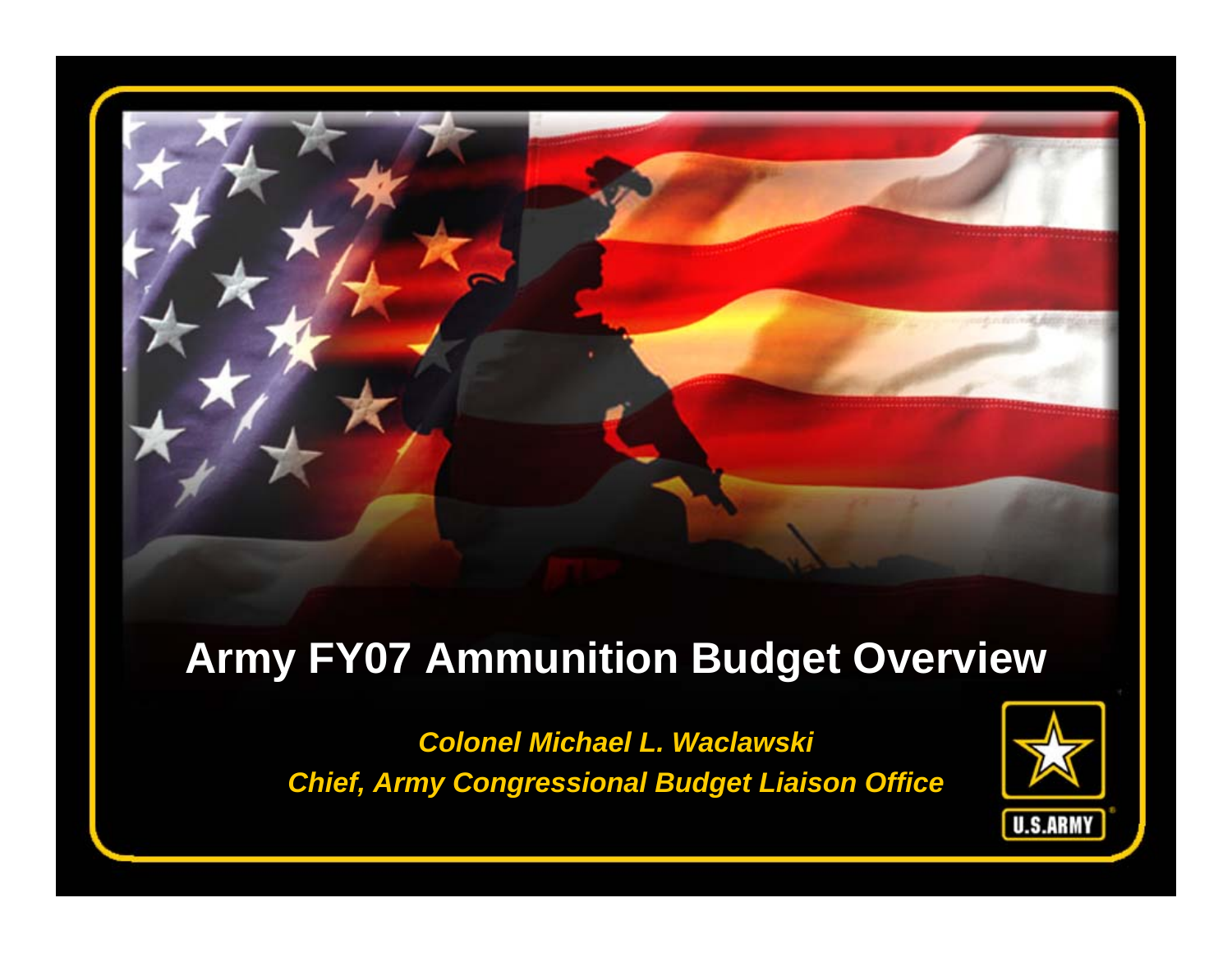# Army FY07 Ammunition Budget Overview

***Colonel Michael L. Waclawski***

***Chief, Army Congressional Budget Liaison Office***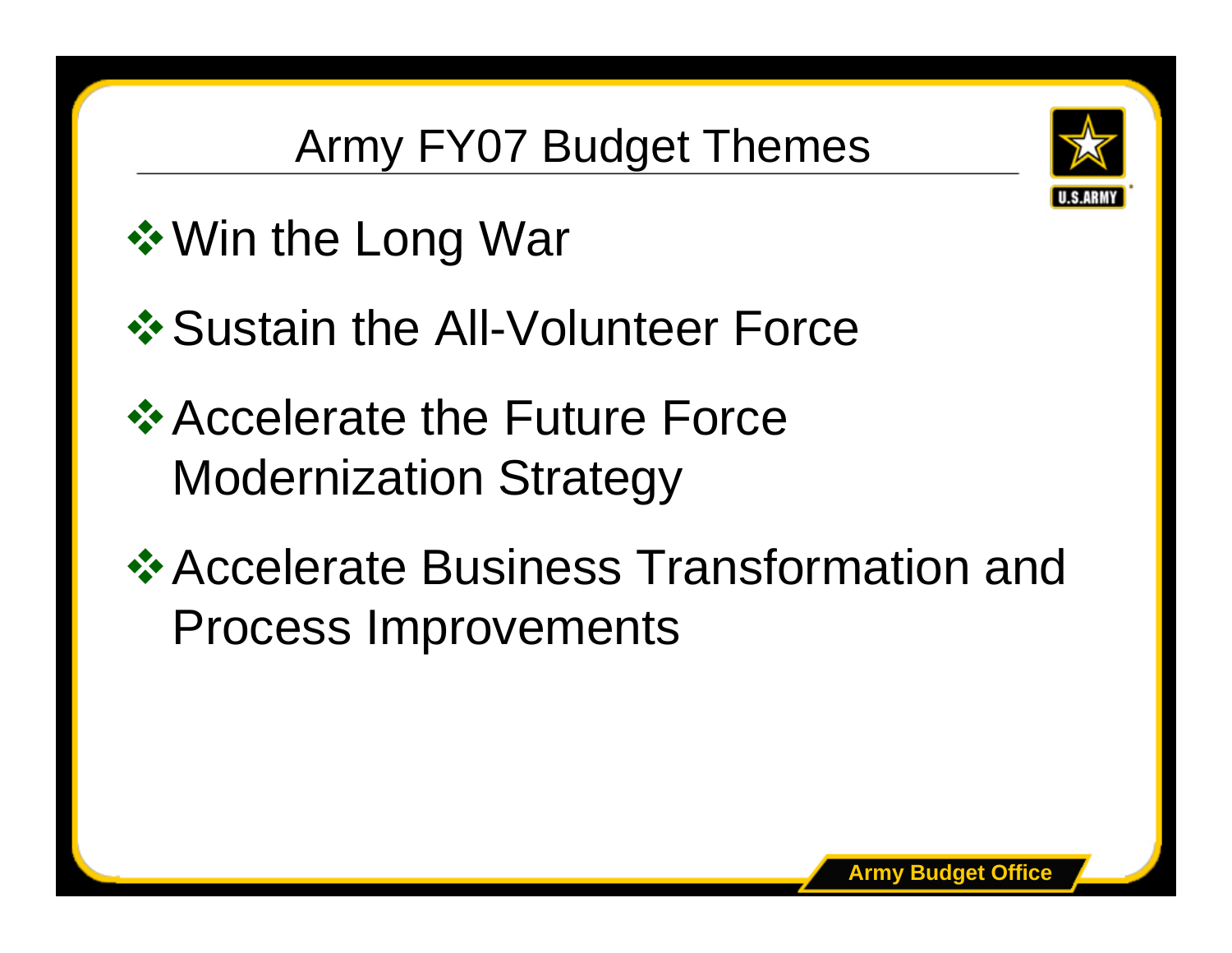# Army FY07 Budget Themes

- Win the Long War
- Sustain the All-Volunteer Force
- Accelerate the Future Force Modernization Strategy
- Accelerate Business Transformation and Process Improvements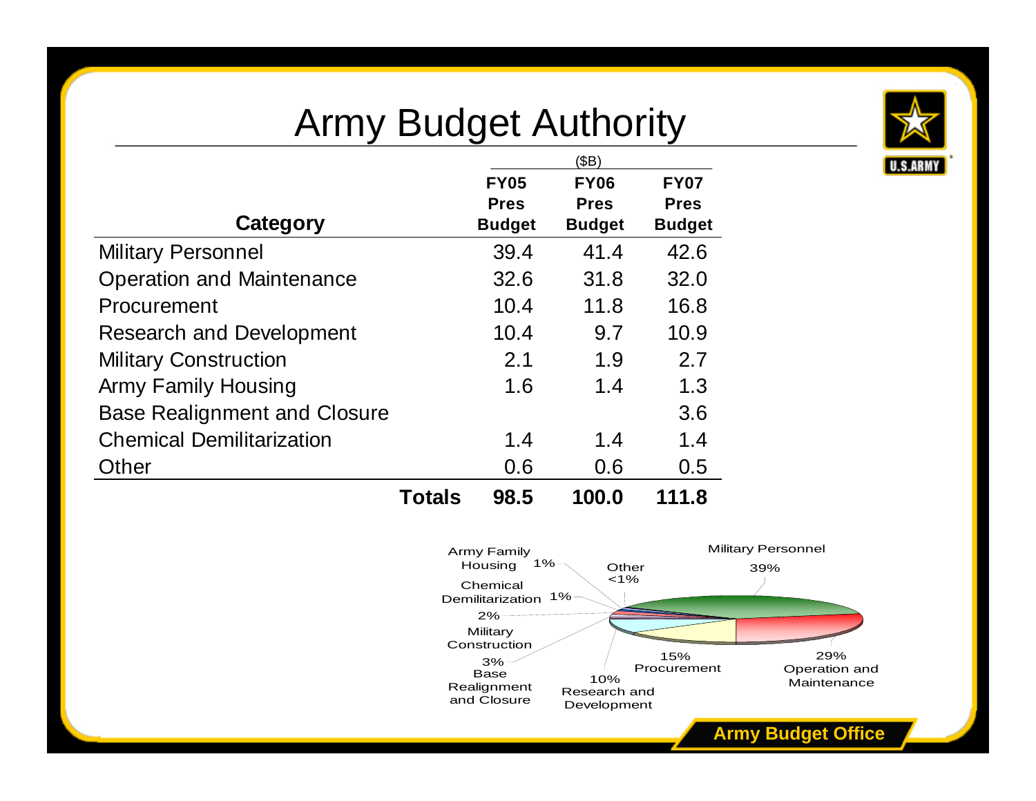# Army Budget Authority

($B)

| Category | FY05 Pres Budget | FY06 Pres Budget | FY07 Pres Budget |
|---|---|---|---|
| Military Personnel | 39.4 | 41.4 | 42.6 |
| Operation and Maintenance | 32.6 | 31.8 | 32.0 |
| Procurement | 10.4 | 11.8 | 16.8 |
| Research and Development | 10.4 | 9.7 | 10.9 |
| Military Construction | 2.1 | 1.9 | 2.7 |
| Army Family Housing | 1.6 | 1.4 | 1.3 |
| Base Realignment and Closure | | | 3.6 |
| Chemical Demilitarization | 1.4 | 1.4 | 1.4 |
| Other | 0.6 | 0.6 | 0.5 |
| **Totals** | **98.5** | **100.0** | **111.8** |

Military Personnel 39%; Operation and Maintenance 29%; Procurement 15%; Research and Development 10%; Base Realignment and Closure 3%; Military Construction 2%; Chemical Demilitarization 1%; Army Family Housing 1%; Other <1%

Army Budget Office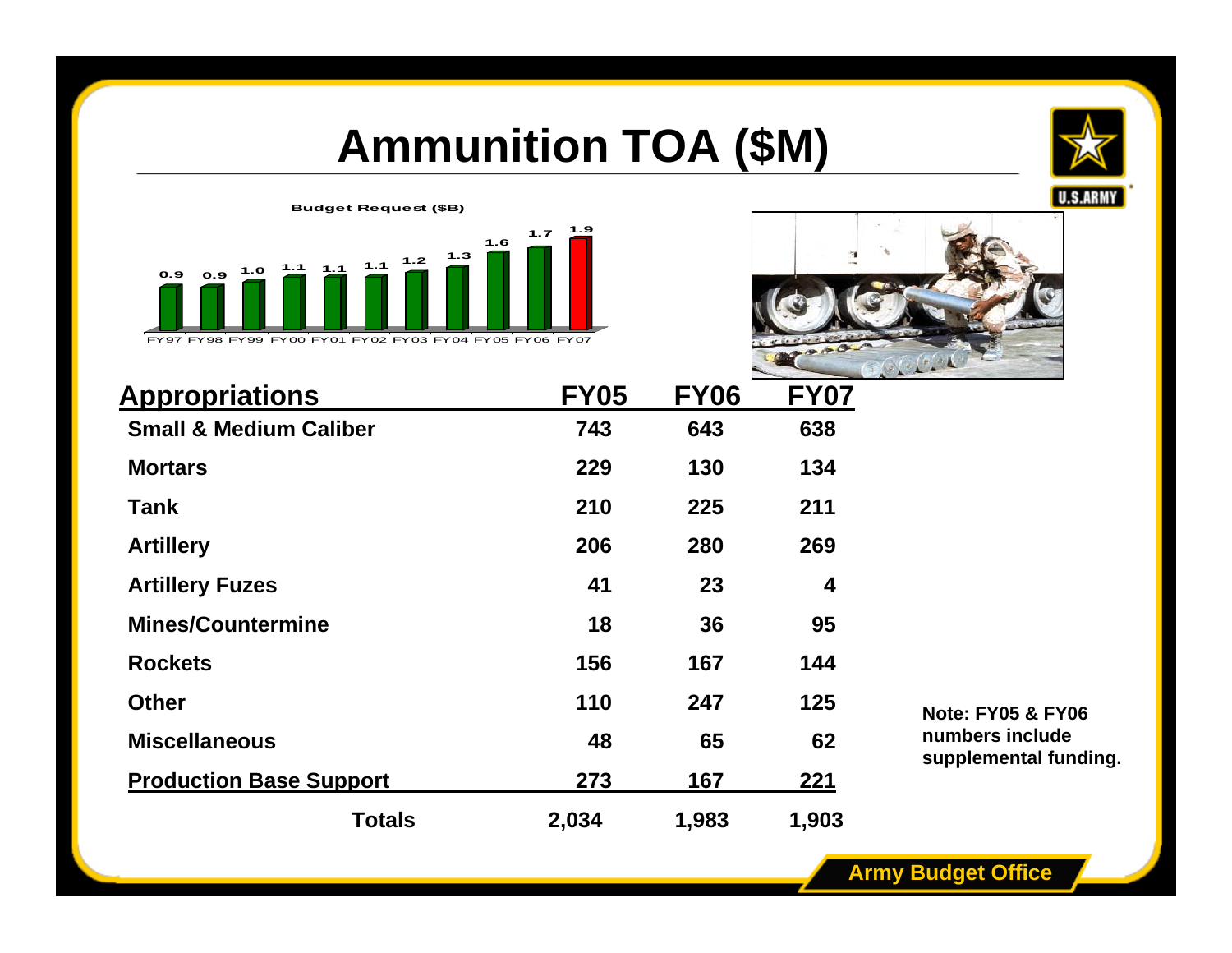# Ammunition TOA ($M)

**Budget Request ($B)**

| FY97 | FY98 | FY99 | FY00 | FY01 | FY02 | FY03 | FY04 | FY05 | FY06 | FY07 |
|---|---|---|---|---|---|---|---|---|---|---|
| 0.9 | 0.9 | 1.0 | 1.1 | 1.1 | 1.1 | 1.2 | 1.3 | 1.6 | 1.7 | 1.9 |

| Appropriations | FY05 | FY06 | FY07 |
|---|---|---|---|
| Small & Medium Caliber | 743 | 643 | 638 |
| Mortars | 229 | 130 | 134 |
| Tank | 210 | 225 | 211 |
| Artillery | 206 | 280 | 269 |
| Artillery Fuzes | 41 | 23 | 4 |
| Mines/Countermine | 18 | 36 | 95 |
| Rockets | 156 | 167 | 144 |
| Other | 110 | 247 | 125 |
| Miscellaneous | 48 | 65 | 62 |
| Production Base Support | 273 | 167 | 221 |
| **Totals** | **2,034** | **1,983** | **1,903** |

**Note: FY05 & FY06 numbers include supplemental funding.**

**Army Budget Office**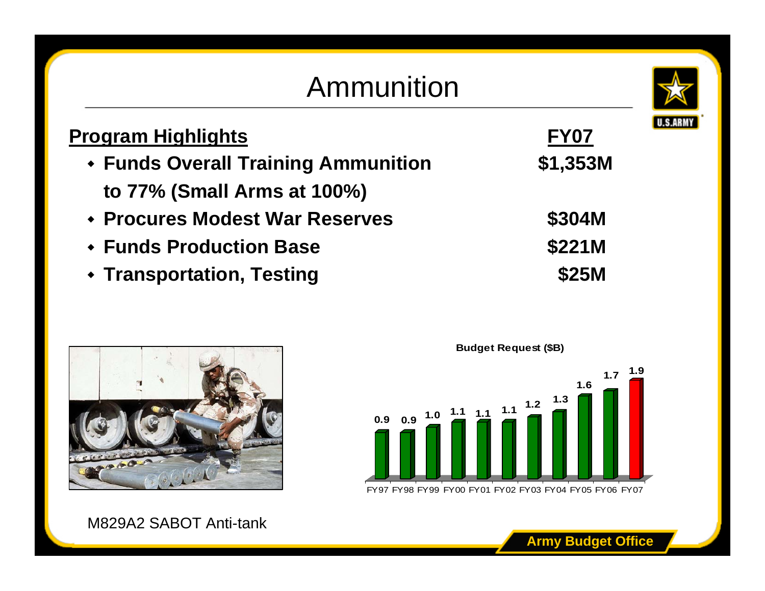# Ammunition

| **Program Highlights** | **FY07** |
| --- | --- |
| • Funds Overall Training Ammunition to 77% (Small Arms at 100%) | $1,353M |
| • Procures Modest War Reserves | $304M |
| • Funds Production Base | $221M |
| • Transportation, Testing | $25M |

**Budget Request ($B)**

| FY97 | FY98 | FY99 | FY00 | FY01 | FY02 | FY03 | FY04 | FY05 | FY06 | FY07 |
| --- | --- | --- | --- | --- | --- | --- | --- | --- | --- | --- |
| 0.9 | 0.9 | 1.0 | 1.1 | 1.1 | 1.1 | 1.2 | 1.3 | 1.6 | 1.7 | 1.9 |

M829A2 SABOT Anti-tank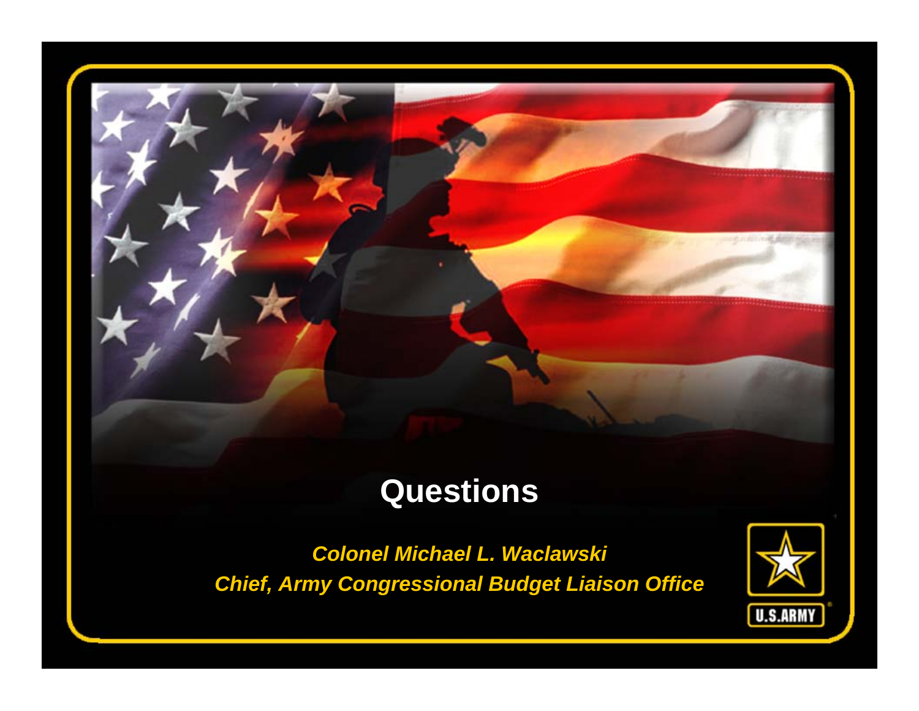# Questions

***Colonel Michael L. Waclawski***
***Chief, Army Congressional Budget Liaison Office***